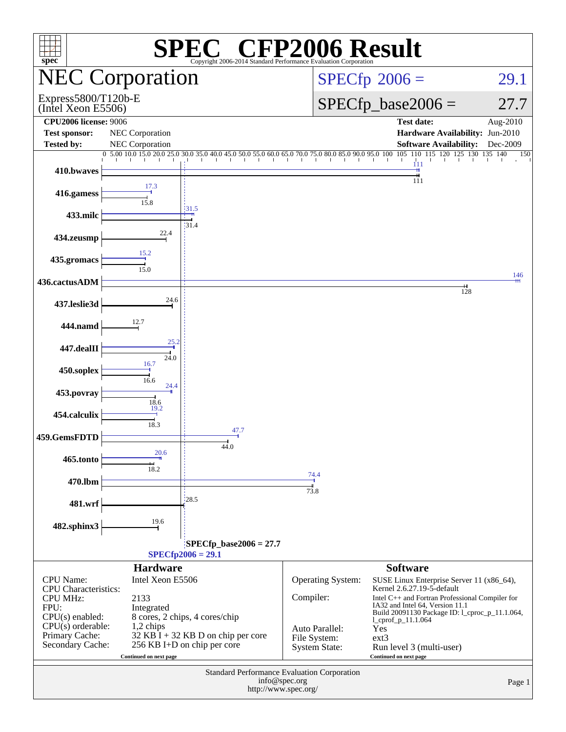# SPEC CFP2006 Result

Copyright 2006-2014 Standard Performance Evaluation Corporation

## NEC Corporation

Express5800/T120b-E
(Intel Xeon E5506)

SPECfp 2006 = 29.1

SPECfp_base2006 = 27.7

| | | | |
|---|---|---|---|
| **CPU2006 license:** 9006 | | **Test date:** | Aug-2010 |
| **Test sponsor:** | NEC Corporation | **Hardware Availability:** | Jun-2010 |
| **Tested by:** | NEC Corporation | **Software Availability:** | Dec-2009 |

| Benchmark | Peak | Base |
|---|---|---|
| 410.bwaves | 111 | 111 |
| 416.gamess | 17.3 | 15.8 |
| 433.milc | 31.5 | 31.4 |
| 434.zeusmp | | 22.4 |
| 435.gromacs | 15.2 | 15.0 |
| 436.cactusADM | 146 | 128 |
| 437.leslie3d | | 24.6 |
| 444.namd | | 12.7 |
| 447.dealII | 25.2 | 24.0 |
| 450.soplex | 16.7 | 16.6 |
| 453.povray | 24.4 | 18.6 |
| 454.calculix | 19.2 | 18.3 |
| 459.GemsFDTD | 47.7 | 44.0 |
| 465.tonto | 20.6 | 18.2 |
| 470.lbm | 74.4 | 73.8 |
| 481.wrf | | 28.5 |
| 482.sphinx3 | | 19.6 |

SPECfp_base2006 = 27.7

SPECfp2006 = 29.1

### Hardware

| | |
|---|---|
| CPU Name: | Intel Xeon E5506 |
| CPU Characteristics: | |
| CPU MHz: | 2133 |
| FPU: | Integrated |
| CPU(s) enabled: | 8 cores, 2 chips, 4 cores/chip |
| CPU(s) orderable: | 1,2 chips |
| Primary Cache: | 32 KB I + 32 KB D on chip per core |
| Secondary Cache: | 256 KB I+D on chip per core |

Continued on next page

### Software

| | |
|---|---|
| Operating System: | SUSE Linux Enterprise Server 11 (x86_64), Kernel 2.6.27.19-5-default |
| Compiler: | Intel C++ and Fortran Professional Compiler for IA32 and Intel 64, Version 11.1 Build 20091130 Package ID: l_cproc_p_11.1.064, l_cprof_p_11.1.064 |
| Auto Parallel: | Yes |
| File System: | ext3 |
| System State: | Run level 3 (multi-user) |

Continued on next page

Standard Performance Evaluation Corporation
info@spec.org
http://www.spec.org/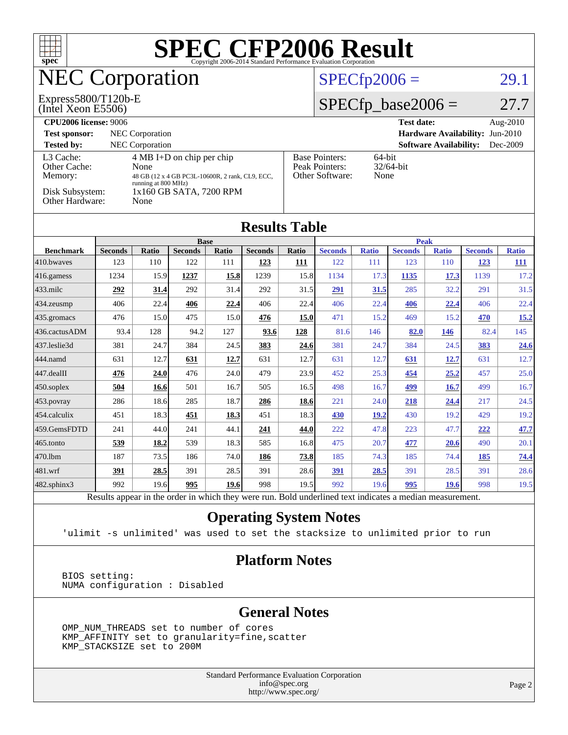# SPEC CFP2006 Result

Copyright 2006-2014 Standard Performance Evaluation Corporation

## NEC Corporation

Express5800/T120b-E
(Intel Xeon E5506)

SPECfp2006 = 29.1

SPECfp_base2006 = 27.7

| | | | |
|---|---|---|---|
| **CPU2006 license:** 9006 | | **Test date:** | Aug-2010 |
| **Test sponsor:** | NEC Corporation | **Hardware Availability:** | Jun-2010 |
| **Tested by:** | NEC Corporation | **Software Availability:** | Dec-2009 |

| | |
|---|---|
| L3 Cache: | 4 MB I+D on chip per chip |
| Other Cache: | None |
| Memory: | 48 GB (12 x 4 GB PC3L-10600R, 2 rank, CL9, ECC, running at 800 MHz) |
| Disk Subsystem: | 1x160 GB SATA, 7200 RPM |
| Other Hardware: | None |

| | |
|---|---|
| Base Pointers: | 64-bit |
| Peak Pointers: | 32/64-bit |
| Other Software: | None |

### Results Table

| Benchmark | Base | | | | | | Peak | | | | | |
|---|---|---|---|---|---|---|---|---|---|---|---|---|
| | Seconds | Ratio | Seconds | Ratio | Seconds | Ratio | Seconds | Ratio | Seconds | Ratio | Seconds | Ratio |
| 410.bwaves | 123 | 110 | 122 | 111 | **123** | **111** | 122 | 111 | 123 | 110 | **123** | **111** |
| 416.gamess | 1234 | 15.9 | **1237** | **15.8** | 1239 | 15.8 | 1134 | 17.3 | **1135** | **17.3** | 1139 | 17.2 |
| 433.milc | **292** | **31.4** | 292 | 31.4 | 292 | 31.5 | **291** | **31.5** | 285 | 32.2 | 291 | 31.5 |
| 434.zeusmp | 406 | 22.4 | **406** | **22.4** | 406 | 22.4 | 406 | 22.4 | **406** | **22.4** | 406 | 22.4 |
| 435.gromacs | 476 | 15.0 | 475 | 15.0 | **476** | **15.0** | 471 | 15.2 | 469 | 15.2 | **470** | **15.2** |
| 436.cactusADM | 93.4 | 128 | 94.2 | 127 | **93.6** | **128** | 81.6 | 146 | **82.0** | **146** | 82.4 | 145 |
| 437.leslie3d | 381 | 24.7 | 384 | 24.5 | **383** | **24.6** | 381 | 24.7 | 384 | 24.5 | **383** | **24.6** |
| 444.namd | 631 | 12.7 | **631** | **12.7** | 631 | 12.7 | 631 | 12.7 | **631** | **12.7** | 631 | 12.7 |
| 447.dealII | **476** | **24.0** | 476 | 24.0 | 479 | 23.9 | 452 | 25.3 | **454** | **25.2** | 457 | 25.0 |
| 450.soplex | **504** | **16.6** | 501 | 16.7 | 505 | 16.5 | 498 | 16.7 | **499** | **16.7** | 499 | 16.7 |
| 453.povray | 286 | 18.6 | 285 | 18.7 | **286** | **18.6** | 221 | 24.0 | **218** | **24.4** | 217 | 24.5 |
| 454.calculix | 451 | 18.3 | **451** | **18.3** | 451 | 18.3 | **430** | **19.2** | 430 | 19.2 | 429 | 19.2 |
| 459.GemsFDTD | 241 | 44.0 | 241 | 44.1 | **241** | **44.0** | 222 | 47.8 | 223 | 47.7 | **222** | **47.7** |
| 465.tonto | **539** | **18.2** | 539 | 18.3 | 585 | 16.8 | 475 | 20.7 | **477** | **20.6** | 490 | 20.1 |
| 470.lbm | 187 | 73.5 | 186 | 74.0 | **186** | **73.8** | 185 | 74.3 | 185 | 74.4 | **185** | **74.4** |
| 481.wrf | **391** | **28.5** | 391 | 28.5 | 391 | 28.6 | **391** | **28.5** | 391 | 28.5 | 391 | 28.6 |
| 482.sphinx3 | 992 | 19.6 | **995** | **19.6** | 998 | 19.5 | 992 | 19.6 | **995** | **19.6** | 998 | 19.5 |

Results appear in the order in which they were run. Bold underlined text indicates a median measurement.

### Operating System Notes

```
'ulimit -s unlimited' was used to set the stacksize to unlimited prior to run
```

### Platform Notes

```
BIOS setting:
NUMA configuration : Disabled
```

### General Notes

```
OMP_NUM_THREADS set to number of cores
KMP_AFFINITY set to granularity=fine,scatter
KMP_STACKSIZE set to 200M
```

Standard Performance Evaluation Corporation
info@spec.org
http://www.spec.org/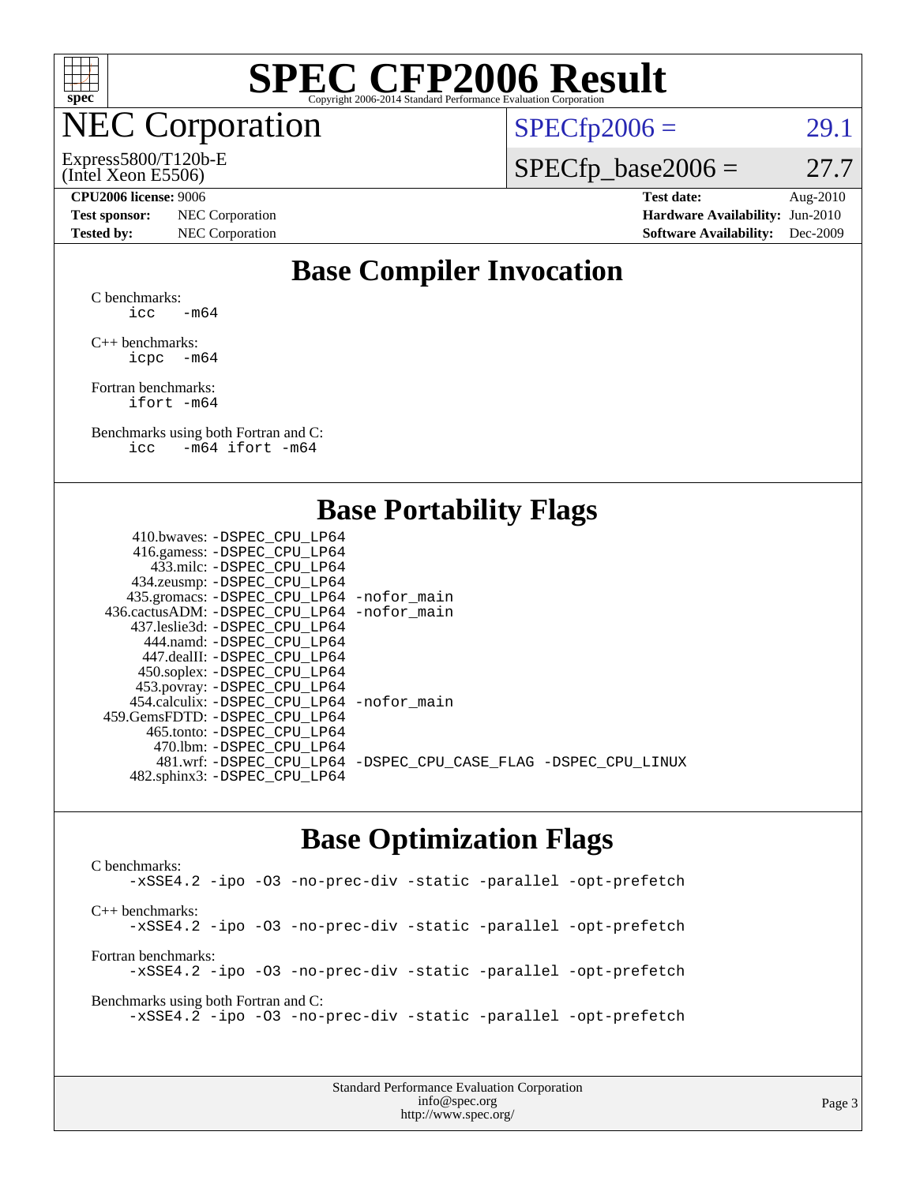# SPEC CFP2006 Result

Copyright 2006-2014 Standard Performance Evaluation Corporation

## NEC Corporation

Express5800/T120b-E
(Intel Xeon E5506)

SPECfp2006 = 29.1

SPECfp_base2006 = 27.7

**CPU2006 license:** 9006
**Test sponsor:** NEC Corporation
**Tested by:** NEC Corporation

**Test date:** Aug-2010
**Hardware Availability:** Jun-2010
**Software Availability:** Dec-2009

## Base Compiler Invocation

C benchmarks:
```
icc   -m64
```

C++ benchmarks:
```
icpc  -m64
```

Fortran benchmarks:
```
ifort -m64
```

Benchmarks using both Fortran and C:
```
icc   -m64 ifort -m64
```

## Base Portability Flags

| Benchmark | Flags |
|---|---|
| 410.bwaves: | -DSPEC_CPU_LP64 |
| 416.gamess: | -DSPEC_CPU_LP64 |
| 433.milc: | -DSPEC_CPU_LP64 |
| 434.zeusmp: | -DSPEC_CPU_LP64 |
| 435.gromacs: | -DSPEC_CPU_LP64 -nofor_main |
| 436.cactusADM: | -DSPEC_CPU_LP64 -nofor_main |
| 437.leslie3d: | -DSPEC_CPU_LP64 |
| 444.namd: | -DSPEC_CPU_LP64 |
| 447.dealII: | -DSPEC_CPU_LP64 |
| 450.soplex: | -DSPEC_CPU_LP64 |
| 453.povray: | -DSPEC_CPU_LP64 |
| 454.calculix: | -DSPEC_CPU_LP64 -nofor_main |
| 459.GemsFDTD: | -DSPEC_CPU_LP64 |
| 465.tonto: | -DSPEC_CPU_LP64 |
| 470.lbm: | -DSPEC_CPU_LP64 |
| 481.wrf: | -DSPEC_CPU_LP64 -DSPEC_CPU_CASE_FLAG -DSPEC_CPU_LINUX |
| 482.sphinx3: | -DSPEC_CPU_LP64 |

## Base Optimization Flags

C benchmarks:
```
-xSSE4.2 -ipo -O3 -no-prec-div -static -parallel -opt-prefetch
```

C++ benchmarks:
```
-xSSE4.2 -ipo -O3 -no-prec-div -static -parallel -opt-prefetch
```

Fortran benchmarks:
```
-xSSE4.2 -ipo -O3 -no-prec-div -static -parallel -opt-prefetch
```

Benchmarks using both Fortran and C:
```
-xSSE4.2 -ipo -O3 -no-prec-div -static -parallel -opt-prefetch
```

Standard Performance Evaluation Corporation
info@spec.org
http://www.spec.org/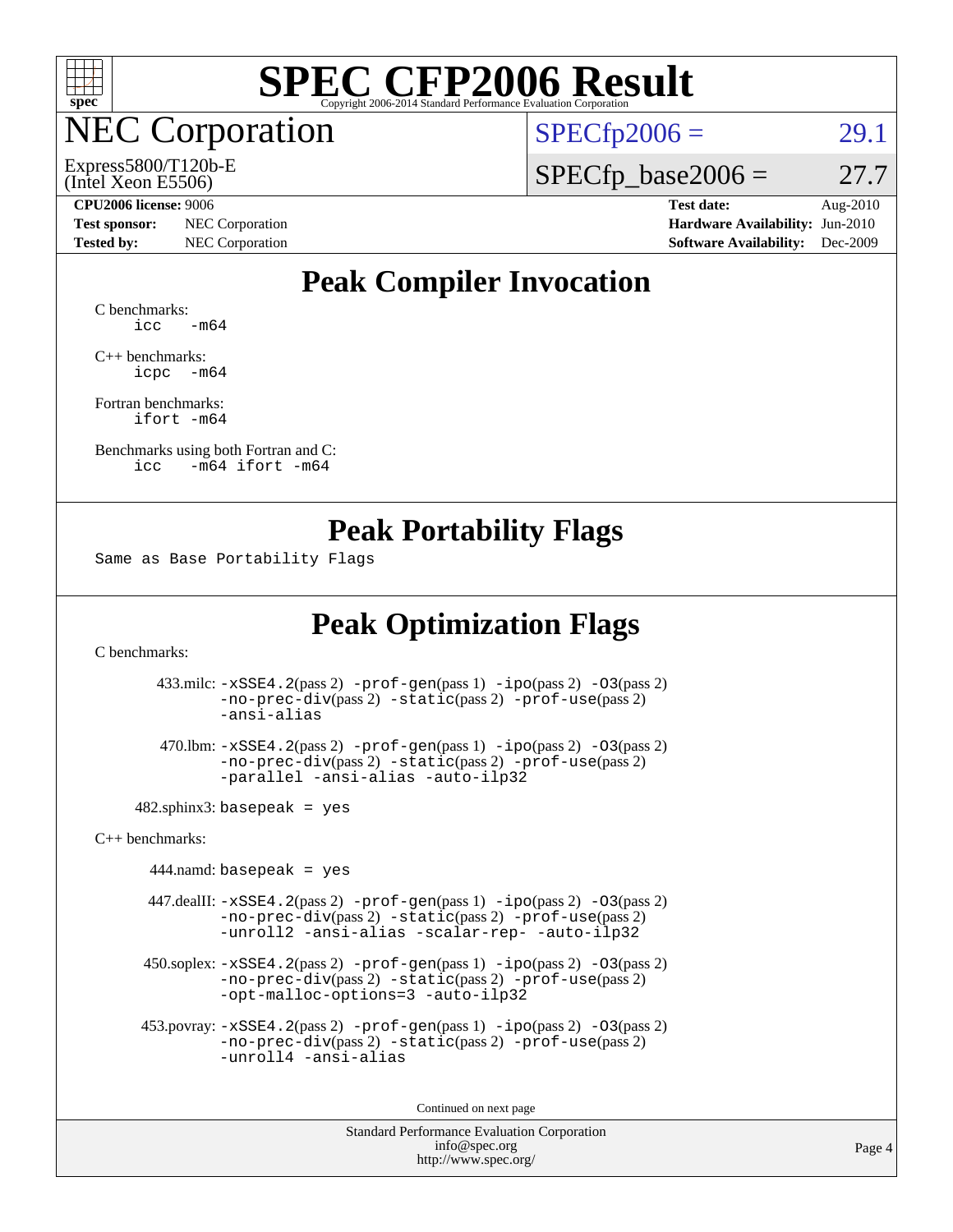# SPEC CFP2006 Result

Copyright 2006-2014 Standard Performance Evaluation Corporation

## NEC Corporation

Express5800/T120b-E
(Intel Xeon E5506)

SPECfp2006 = 29.1

SPECfp_base2006 = 27.7

**CPU2006 license:** 9006
**Test sponsor:** NEC Corporation
**Tested by:** NEC Corporation

**Test date:** Aug-2010
**Hardware Availability:** Jun-2010
**Software Availability:** Dec-2009

## Peak Compiler Invocation

C benchmarks:
```
icc   -m64
```

C++ benchmarks:
```
icpc  -m64
```

Fortran benchmarks:
```
ifort -m64
```

Benchmarks using both Fortran and C:
```
icc   -m64 ifort -m64
```

## Peak Portability Flags

Same as Base Portability Flags

## Peak Optimization Flags

C benchmarks:

433.milc: -xSSE4.2(pass 2) -prof-gen(pass 1) -ipo(pass 2) -O3(pass 2) -no-prec-div(pass 2) -static(pass 2) -prof-use(pass 2) -ansi-alias

470.lbm: -xSSE4.2(pass 2) -prof-gen(pass 1) -ipo(pass 2) -O3(pass 2) -no-prec-div(pass 2) -static(pass 2) -prof-use(pass 2) -parallel -ansi-alias -auto-ilp32

482.sphinx3: basepeak = yes

C++ benchmarks:

444.namd: basepeak = yes

447.dealII: -xSSE4.2(pass 2) -prof-gen(pass 1) -ipo(pass 2) -O3(pass 2) -no-prec-div(pass 2) -static(pass 2) -prof-use(pass 2) -unroll2 -ansi-alias -scalar-rep- -auto-ilp32

450.soplex: -xSSE4.2(pass 2) -prof-gen(pass 1) -ipo(pass 2) -O3(pass 2) -no-prec-div(pass 2) -static(pass 2) -prof-use(pass 2) -opt-malloc-options=3 -auto-ilp32

453.povray: -xSSE4.2(pass 2) -prof-gen(pass 1) -ipo(pass 2) -O3(pass 2) -no-prec-div(pass 2) -static(pass 2) -prof-use(pass 2) -unroll4 -ansi-alias

Continued on next page

Standard Performance Evaluation Corporation
info@spec.org
http://www.spec.org/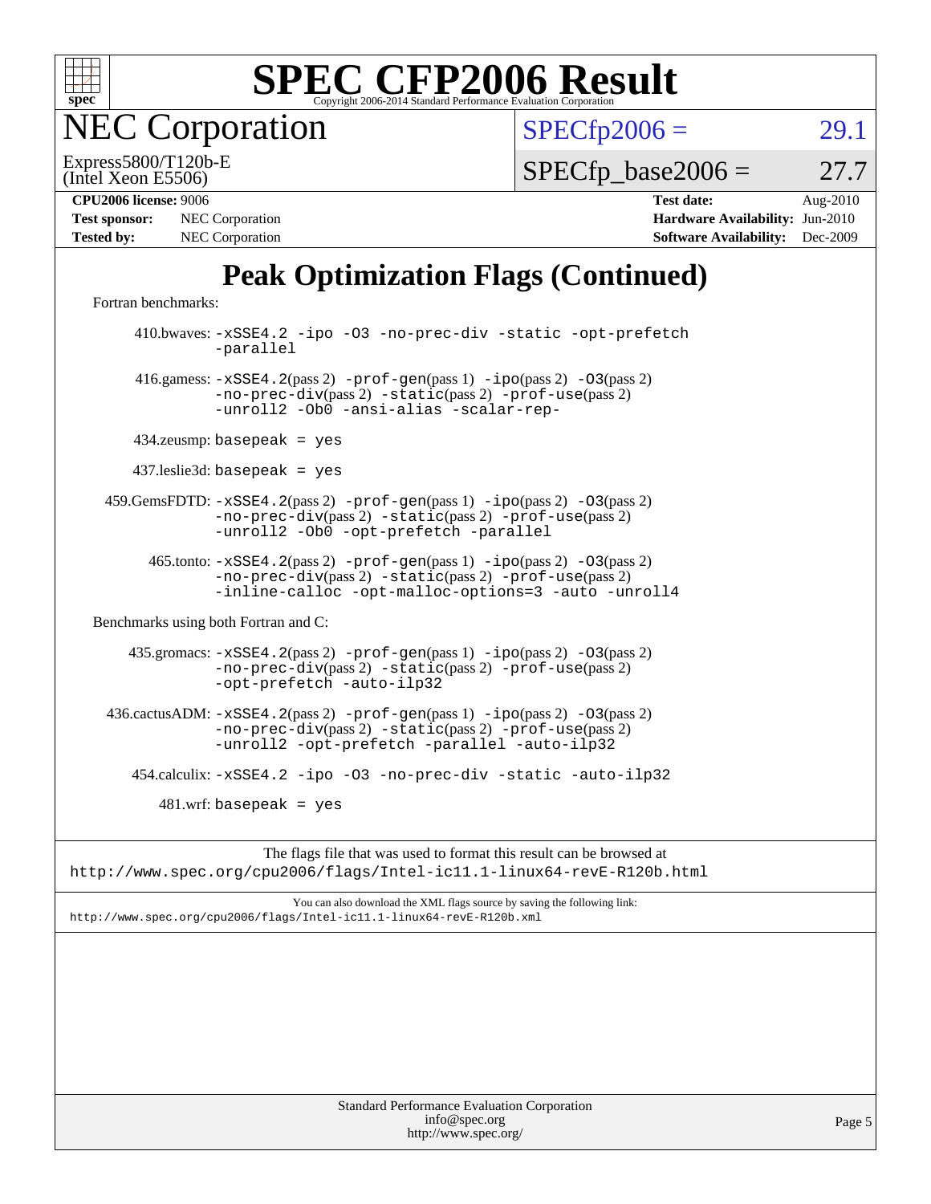# SPEC CFP2006 Result

Copyright 2006-2014 Standard Performance Evaluation Corporation

# NEC Corporation

Express5800/T120b-E
(Intel Xeon E5506)

SPECfp2006 = 29.1

SPECfp_base2006 = 27.7

**CPU2006 license:** 9006
**Test sponsor:** NEC Corporation
**Tested by:** NEC Corporation

**Test date:** Aug-2010
**Hardware Availability:** Jun-2010
**Software Availability:** Dec-2009

## Peak Optimization Flags (Continued)

Fortran benchmarks:

410.bwaves: `-xSSE4.2 -ipo -O3 -no-prec-div -static -opt-prefetch -parallel`

416.gamess: `-xSSE4.2`(pass 2) `-prof-gen`(pass 1) `-ipo`(pass 2) `-O3`(pass 2) `-no-prec-div`(pass 2) `-static`(pass 2) `-prof-use`(pass 2) `-unroll2 -Ob0 -ansi-alias -scalar-rep-`

434.zeusmp: `basepeak = yes`

437.leslie3d: `basepeak = yes`

459.GemsFDTD: `-xSSE4.2`(pass 2) `-prof-gen`(pass 1) `-ipo`(pass 2) `-O3`(pass 2) `-no-prec-div`(pass 2) `-static`(pass 2) `-prof-use`(pass 2) `-unroll2 -Ob0 -opt-prefetch -parallel`

465.tonto: `-xSSE4.2`(pass 2) `-prof-gen`(pass 1) `-ipo`(pass 2) `-O3`(pass 2) `-no-prec-div`(pass 2) `-static`(pass 2) `-prof-use`(pass 2) `-inline-calloc -opt-malloc-options=3 -auto -unroll4`

Benchmarks using both Fortran and C:

435.gromacs: `-xSSE4.2`(pass 2) `-prof-gen`(pass 1) `-ipo`(pass 2) `-O3`(pass 2) `-no-prec-div`(pass 2) `-static`(pass 2) `-prof-use`(pass 2) `-opt-prefetch -auto-ilp32`

436.cactusADM: `-xSSE4.2`(pass 2) `-prof-gen`(pass 1) `-ipo`(pass 2) `-O3`(pass 2) `-no-prec-div`(pass 2) `-static`(pass 2) `-prof-use`(pass 2) `-unroll2 -opt-prefetch -parallel -auto-ilp32`

454.calculix: `-xSSE4.2 -ipo -O3 -no-prec-div -static -auto-ilp32`

481.wrf: `basepeak = yes`

The flags file that was used to format this result can be browsed at
http://www.spec.org/cpu2006/flags/Intel-ic11.1-linux64-revE-R120b.html

You can also download the XML flags source by saving the following link:
http://www.spec.org/cpu2006/flags/Intel-ic11.1-linux64-revE-R120b.xml

Standard Performance Evaluation Corporation
info@spec.org
http://www.spec.org/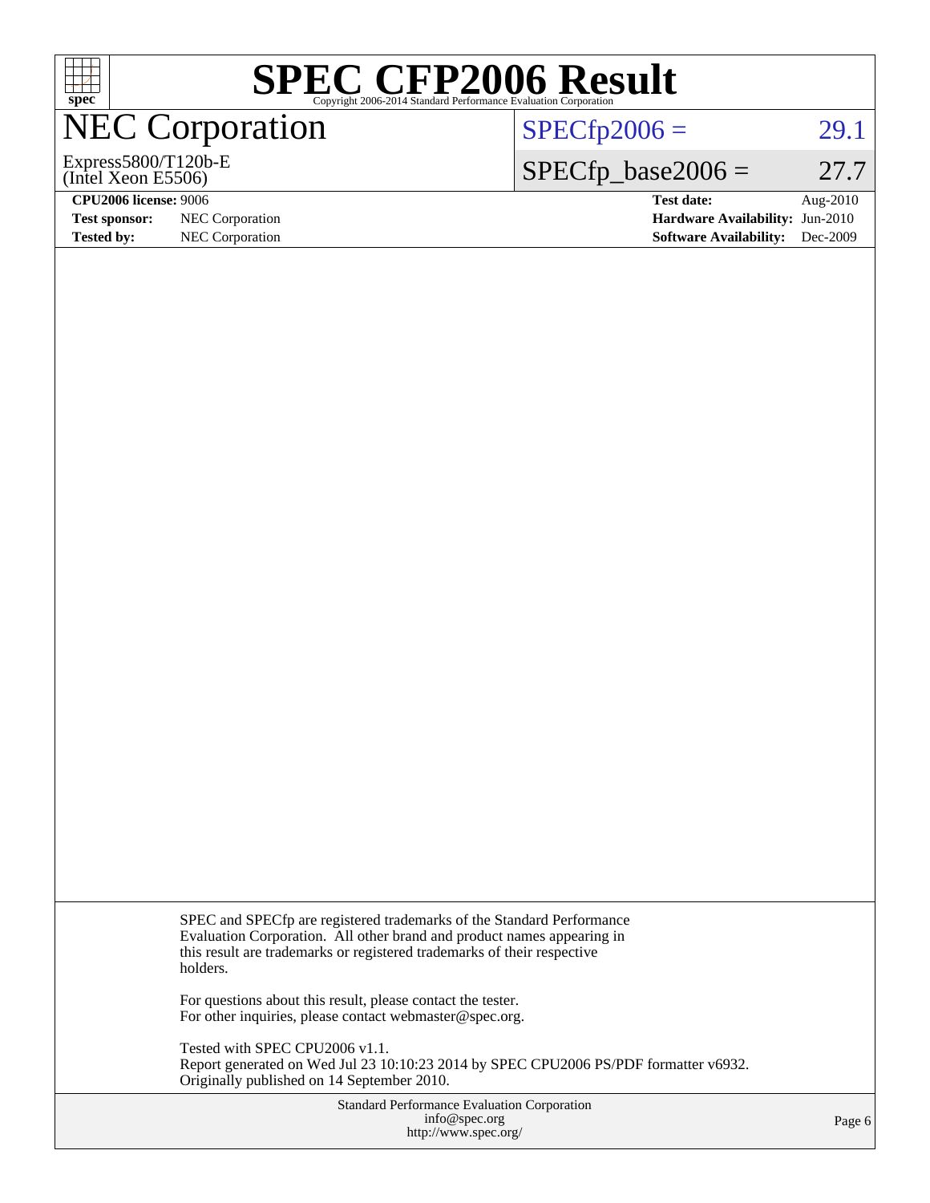# SPEC CFP2006 Result

Copyright 2006-2014 Standard Performance Evaluation Corporation

## NEC Corporation

Express5800/T120b-E
(Intel Xeon E5506)

SPECfp2006 = 29.1

SPECfp_base2006 = 27.7

| | | | |
|---|---|---|---|
| **CPU2006 license:** 9006 | | **Test date:** | Aug-2010 |
| **Test sponsor:** | NEC Corporation | **Hardware Availability:** | Jun-2010 |
| **Tested by:** | NEC Corporation | **Software Availability:** | Dec-2009 |

SPEC and SPECfp are registered trademarks of the Standard Performance Evaluation Corporation. All other brand and product names appearing in this result are trademarks or registered trademarks of their respective holders.

For questions about this result, please contact the tester.
For other inquiries, please contact webmaster@spec.org.

Tested with SPEC CPU2006 v1.1.
Report generated on Wed Jul 23 10:10:23 2014 by SPEC CPU2006 PS/PDF formatter v6932.
Originally published on 14 September 2010.

Standard Performance Evaluation Corporation
info@spec.org
http://www.spec.org/